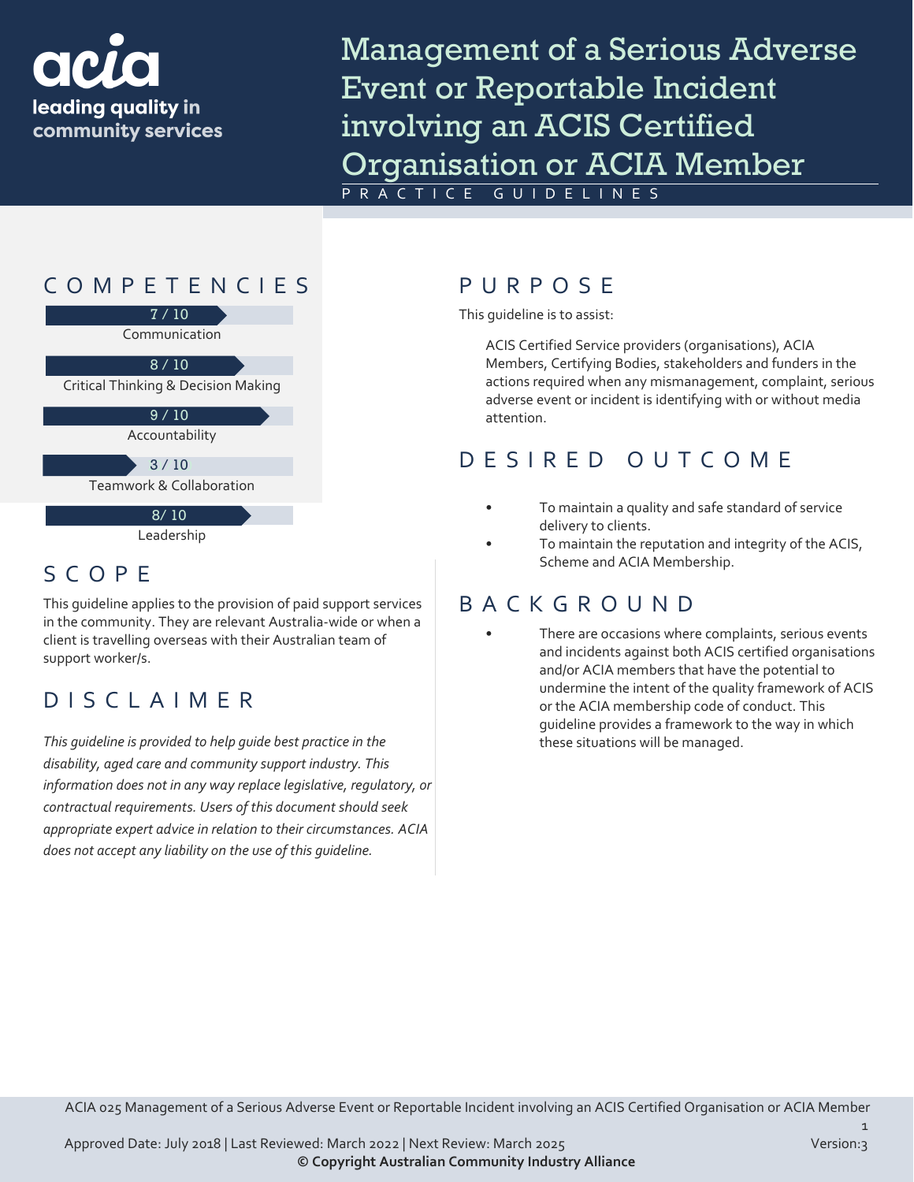acia
leading quality in community services

# Management of a Serious Adverse Event or Reportable Incident involving an ACIS Certified Organisation or ACIA Member

PRACTICE GUIDELINES

## COMPETENCIES

- 7 / 10 Communication
- 8 / 10 Critical Thinking & Decision Making
- 9 / 10 Accountability
- 3 / 10 Teamwork & Collaboration
- 8/ 10 Leadership

## SCOPE

This guideline applies to the provision of paid support services in the community. They are relevant Australia-wide or when a client is travelling overseas with their Australian team of support worker/s.

## DISCLAIMER

*This guideline is provided to help guide best practice in the disability, aged care and community support industry. This information does not in any way replace legislative, regulatory, or contractual requirements. Users of this document should seek appropriate expert advice in relation to their circumstances. ACIA does not accept any liability on the use of this guideline.*

## PURPOSE

This guideline is to assist:

ACIS Certified Service providers (organisations), ACIA Members, Certifying Bodies, stakeholders and funders in the actions required when any mismanagement, complaint, serious adverse event or incident is identifying with or without media attention.

## DESIRED OUTCOME

- To maintain a quality and safe standard of service delivery to clients.
- To maintain the reputation and integrity of the ACIS, Scheme and ACIA Membership.

## BACKGROUND

- There are occasions where complaints, serious events and incidents against both ACIS certified organisations and/or ACIA members that have the potential to undermine the intent of the quality framework of ACIS or the ACIA membership code of conduct. This guideline provides a framework to the way in which these situations will be managed.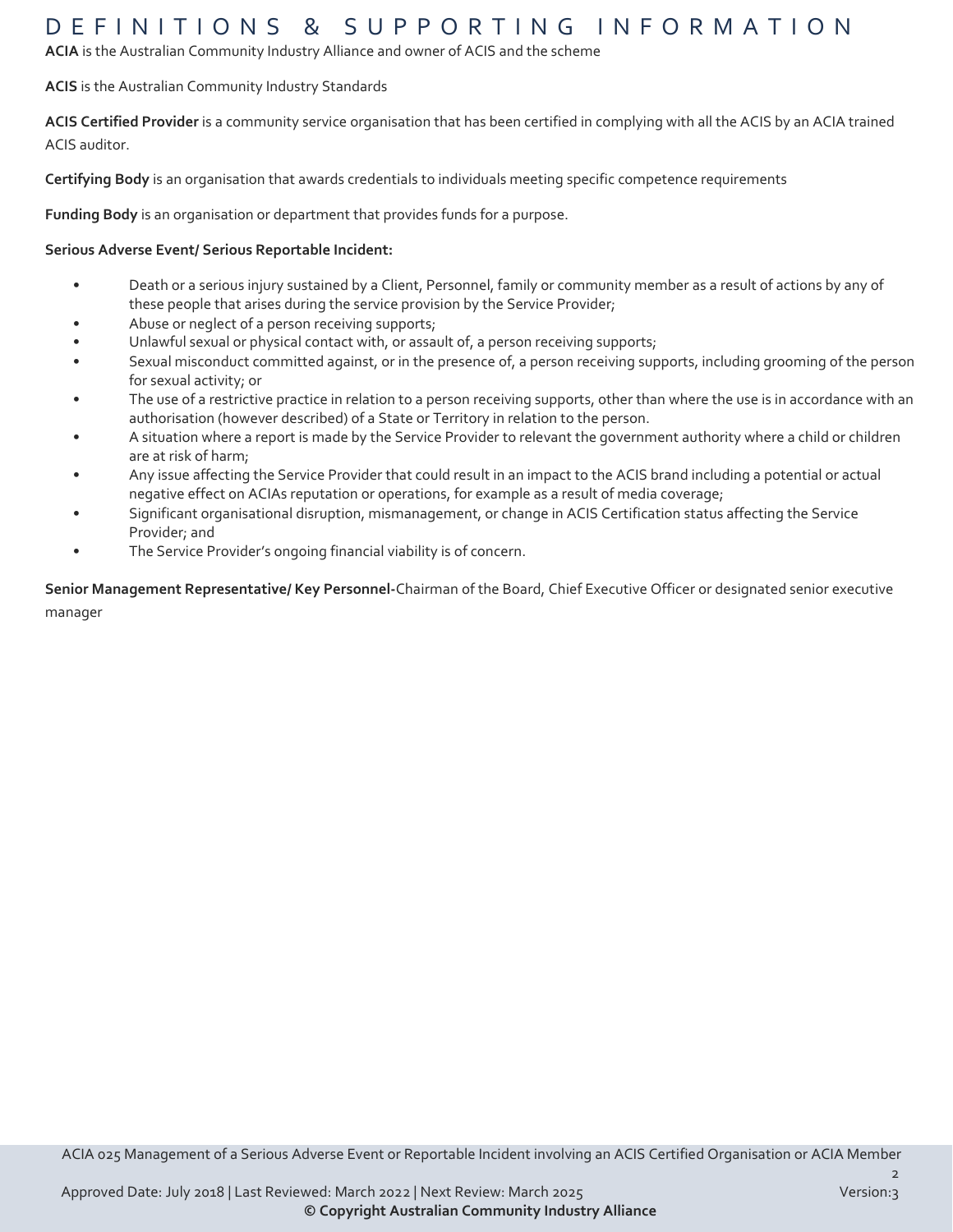# DEFINITIONS & SUPPORTING INFORMATION

**ACIA** is the Australian Community Industry Alliance and owner of ACIS and the scheme

**ACIS** is the Australian Community Industry Standards

**ACIS Certified Provider** is a community service organisation that has been certified in complying with all the ACIS by an ACIA trained ACIS auditor.

**Certifying Body** is an organisation that awards credentials to individuals meeting specific competence requirements

**Funding Body** is an organisation or department that provides funds for a purpose.

**Serious Adverse Event/ Serious Reportable Incident:**

- Death or a serious injury sustained by a Client, Personnel, family or community member as a result of actions by any of these people that arises during the service provision by the Service Provider;
- Abuse or neglect of a person receiving supports;
- Unlawful sexual or physical contact with, or assault of, a person receiving supports;
- Sexual misconduct committed against, or in the presence of, a person receiving supports, including grooming of the person for sexual activity; or
- The use of a restrictive practice in relation to a person receiving supports, other than where the use is in accordance with an authorisation (however described) of a State or Territory in relation to the person.
- A situation where a report is made by the Service Provider to relevant the government authority where a child or children are at risk of harm;
- Any issue affecting the Service Provider that could result in an impact to the ACIS brand including a potential or actual negative effect on ACIAs reputation or operations, for example as a result of media coverage;
- Significant organisational disruption, mismanagement, or change in ACIS Certification status affecting the Service Provider; and
- The Service Provider's ongoing financial viability is of concern.

**Senior Management Representative/ Key Personnel-**Chairman of the Board, Chief Executive Officer or designated senior executive manager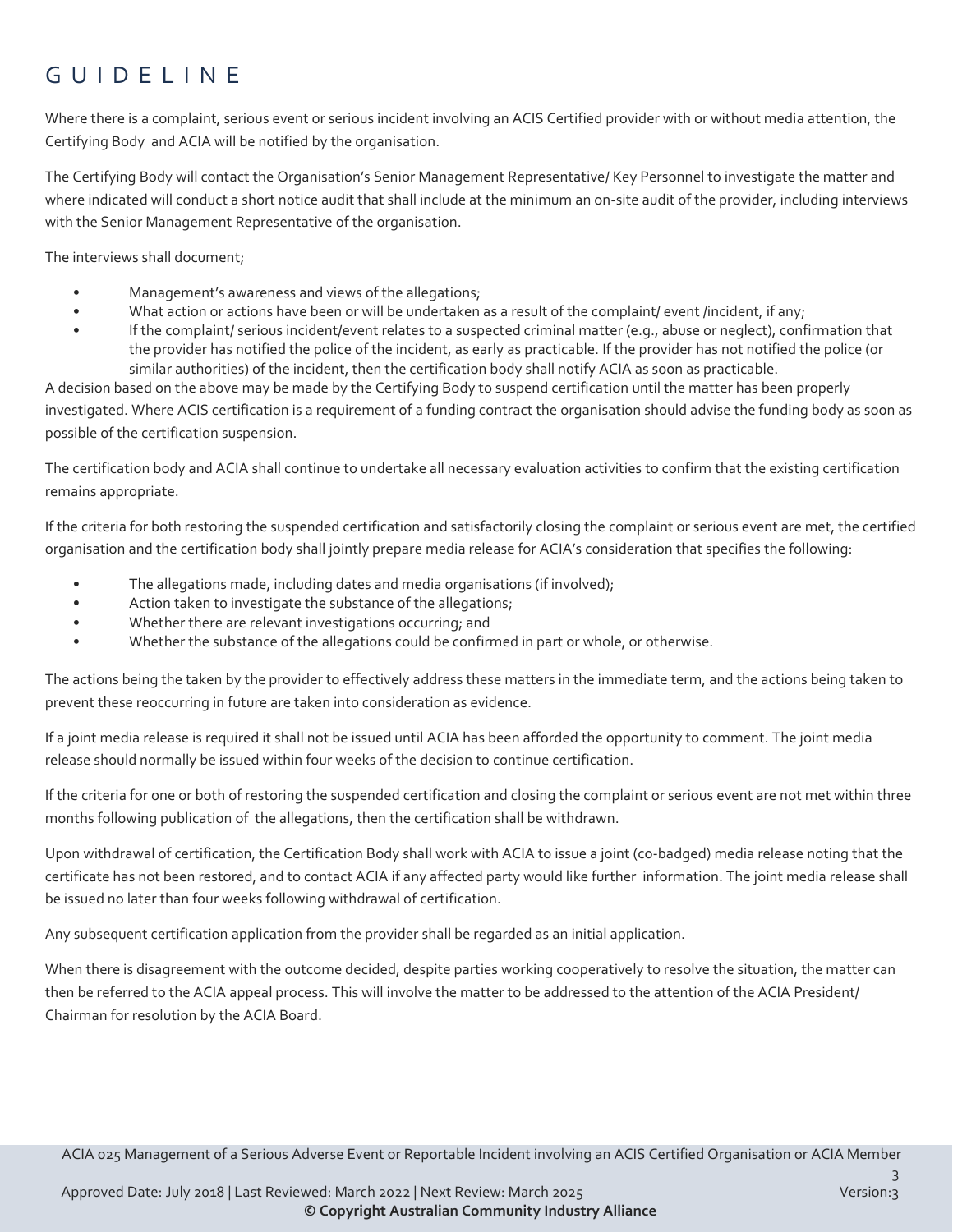# GUIDELINE

Where there is a complaint, serious event or serious incident involving an ACIS Certified provider with or without media attention, the Certifying Body and ACIA will be notified by the organisation.

The Certifying Body will contact the Organisation's Senior Management Representative/ Key Personnel to investigate the matter and where indicated will conduct a short notice audit that shall include at the minimum an on-site audit of the provider, including interviews with the Senior Management Representative of the organisation.

The interviews shall document;

- Management's awareness and views of the allegations;
- What action or actions have been or will be undertaken as a result of the complaint/ event /incident, if any;
- If the complaint/ serious incident/event relates to a suspected criminal matter (e.g., abuse or neglect), confirmation that the provider has notified the police of the incident, as early as practicable. If the provider has not notified the police (or similar authorities) of the incident, then the certification body shall notify ACIA as soon as practicable.

A decision based on the above may be made by the Certifying Body to suspend certification until the matter has been properly investigated. Where ACIS certification is a requirement of a funding contract the organisation should advise the funding body as soon as possible of the certification suspension.

The certification body and ACIA shall continue to undertake all necessary evaluation activities to confirm that the existing certification remains appropriate.

If the criteria for both restoring the suspended certification and satisfactorily closing the complaint or serious event are met, the certified organisation and the certification body shall jointly prepare media release for ACIA's consideration that specifies the following:

- The allegations made, including dates and media organisations (if involved);
- Action taken to investigate the substance of the allegations;
- Whether there are relevant investigations occurring; and
- Whether the substance of the allegations could be confirmed in part or whole, or otherwise.

The actions being the taken by the provider to effectively address these matters in the immediate term, and the actions being taken to prevent these reoccurring in future are taken into consideration as evidence.

If a joint media release is required it shall not be issued until ACIA has been afforded the opportunity to comment. The joint media release should normally be issued within four weeks of the decision to continue certification.

If the criteria for one or both of restoring the suspended certification and closing the complaint or serious event are not met within three months following publication of the allegations, then the certification shall be withdrawn.

Upon withdrawal of certification, the Certification Body shall work with ACIA to issue a joint (co-badged) media release noting that the certificate has not been restored, and to contact ACIA if any affected party would like further information. The joint media release shall be issued no later than four weeks following withdrawal of certification.

Any subsequent certification application from the provider shall be regarded as an initial application.

When there is disagreement with the outcome decided, despite parties working cooperatively to resolve the situation, the matter can then be referred to the ACIA appeal process. This will involve the matter to be addressed to the attention of the ACIA President/ Chairman for resolution by the ACIA Board.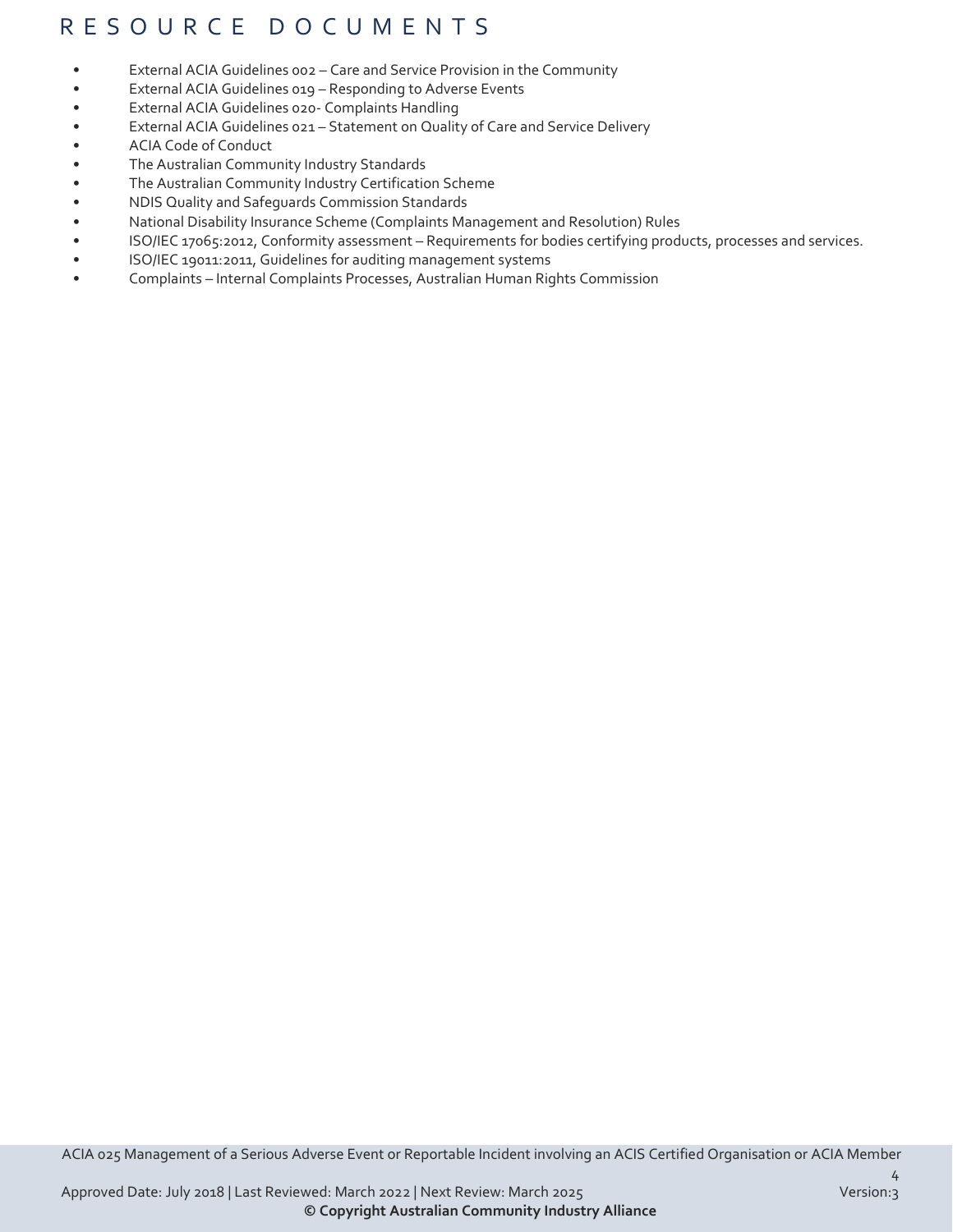# RESOURCE DOCUMENTS

- External ACIA Guidelines 002 – Care and Service Provision in the Community
- External ACIA Guidelines 019 – Responding to Adverse Events
- External ACIA Guidelines 020- Complaints Handling
- External ACIA Guidelines 021 – Statement on Quality of Care and Service Delivery
- ACIA Code of Conduct
- The Australian Community Industry Standards
- The Australian Community Industry Certification Scheme
- NDIS Quality and Safeguards Commission Standards
- National Disability Insurance Scheme (Complaints Management and Resolution) Rules
- ISO/IEC 17065:2012, Conformity assessment – Requirements for bodies certifying products, processes and services.
- ISO/IEC 19011:2011, Guidelines for auditing management systems
- Complaints – Internal Complaints Processes, Australian Human Rights Commission